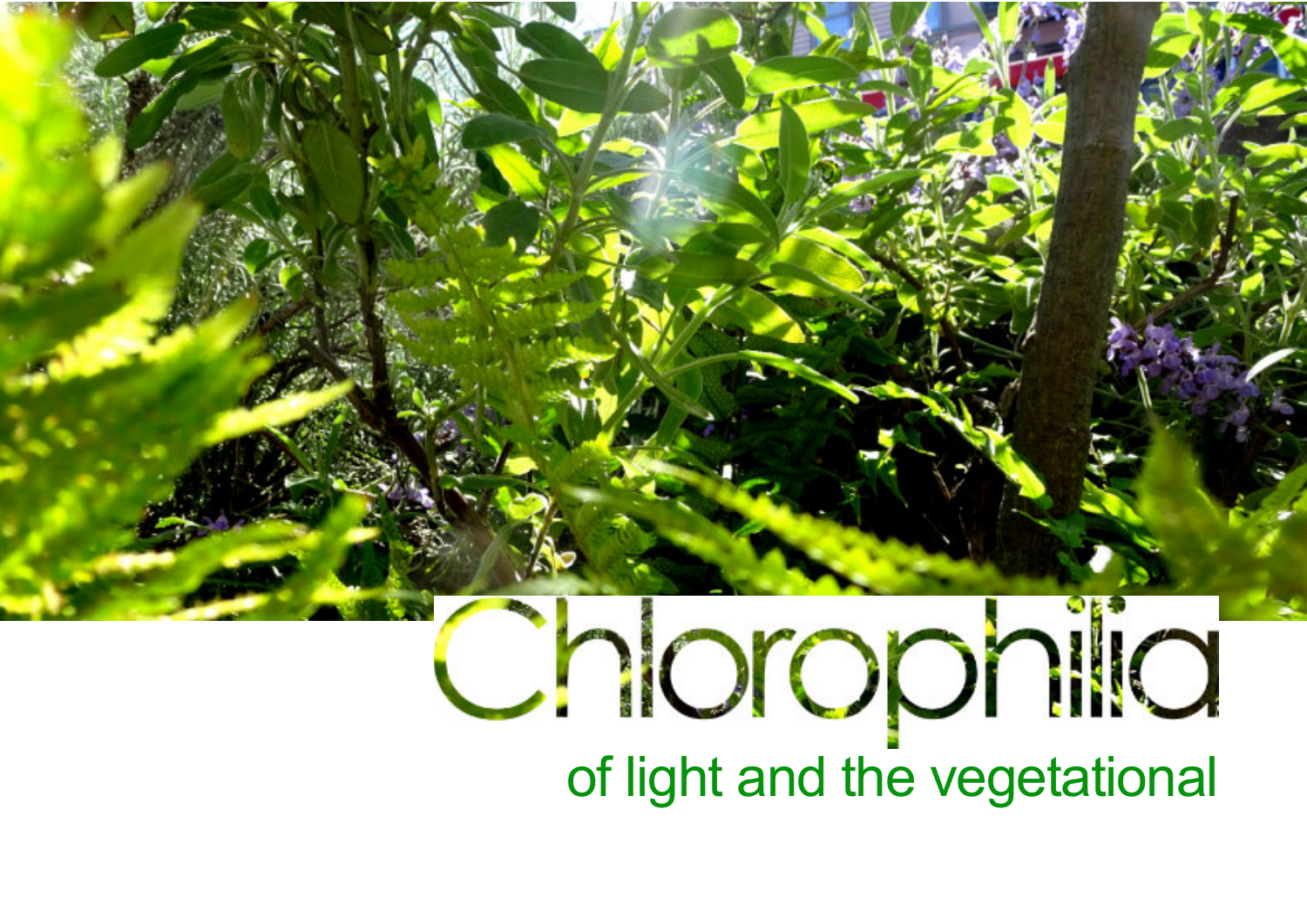# Chlorophilia

## of light and the vegetational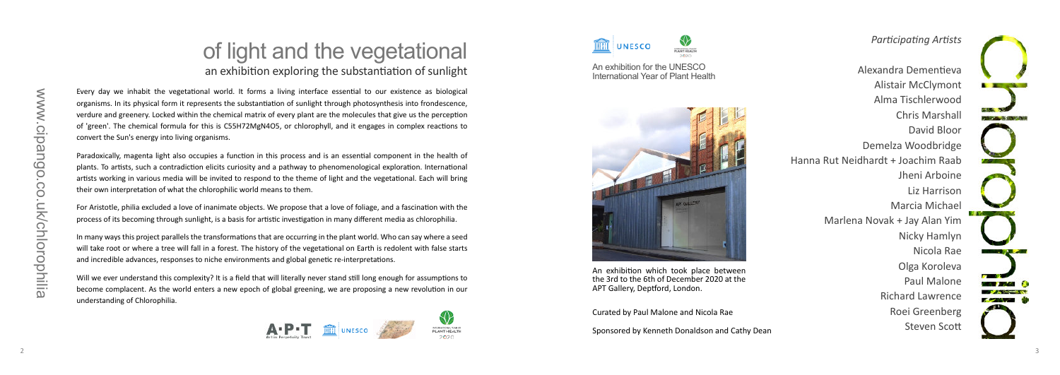# of light and the vegetational

## an exhibition exploring the substantiation of sunlight

Every day we inhabit the vegetational world. It forms a living interface essential to our existence as biological organisms. In its physical form it represents the substantiation of sunlight through photosynthesis into frondescence, verdure and greenery. Locked within the chemical matrix of every plant are the molecules that give us the perception of 'green'. The chemical formula for this is $C_{55}H_{72}MgN_4O_5$, or chlorophyll, and it engages in complex reactions to convert the Sun's energy into living organisms.

Paradoxically, magenta light also occupies a function in this process and is an essential component in the health of plants. To artists, such a contradiction elicits curiosity and a pathway to phenomenological exploration. International artists working in various media will be invited to respond to the theme of light and the vegetational. Each will bring their own interpretation of what the chlorophilic world means to them.

For Aristotle, philia excluded a love of inanimate objects. We propose that a love of foliage, and a fascination with the process of its becoming through sunlight, is a basis for artistic investigation in many different media as chlorophilia.

In many ways this project parallels the transformations that are occurring in the plant world. Who can say where a seed will take root or where a tree will fall in a forest. The history of the vegetational on Earth is redolent with false starts and incredible advances, responses to niche environments and global genetic re-interpretations.

Will we ever understand this complexity? It is a field that will literally never stand still long enough for assumptions to become complacent. As the world enters a new epoch of global greening, we are proposing a new revolution in our understanding of Chlorophilia.

www.cipango.co.uk/chlorophilia

An exhibition for the UNESCO International Year of Plant Health

An exhibition which took place between the 3rd to the 6th of December 2020 at the APT Gallery, Deptford, London.

Curated by Paul Malone and Nicola Rae

Sponsored by Kenneth Donaldson and Cathy Dean

*Participating Artists*

Alexandra Dementieva
Alistair McClymont
Alma Tischlerwood
Chris Marshall
David Bloor
Demelza Woodbridge
Hanna Rut Neidhardt + Joachim Raab
Jheni Arboine
Liz Harrison
Marcia Michael
Marlena Novak + Jay Alan Yim
Nicky Hamlyn
Nicola Rae
Olga Koroleva
Paul Malone
Richard Lawrence
Roei Greenberg
Steven Scott

Chlorophilia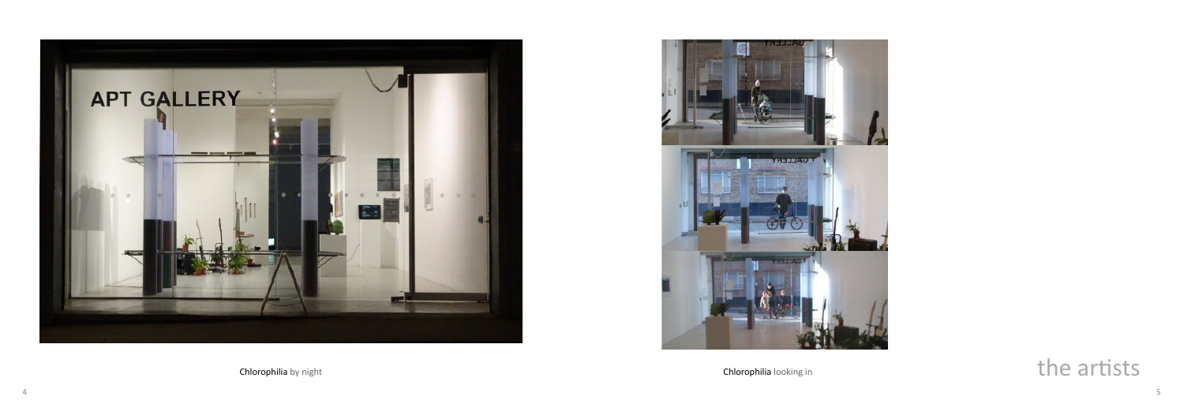**Chlorophilia** by night

**Chlorophilia** looking in

# the artists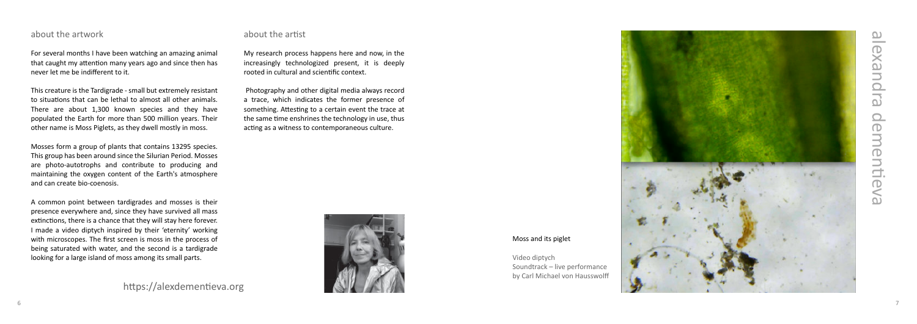# alexandra dementieva

## about the artwork

For several months I have been watching an amazing animal that caught my attention many years ago and since then has never let me be indifferent to it.

This creature is the Tardigrade - small but extremely resistant to situations that can be lethal to almost all other animals. There are about 1,300 known species and they have populated the Earth for more than 500 million years. Their other name is Moss Piglets, as they dwell mostly in moss.

Mosses form a group of plants that contains 13295 species. This group has been around since the Silurian Period. Mosses are photo-autotrophs and contribute to producing and maintaining the oxygen content of the Earth's atmosphere and can create bio-coenosis.

A common point between tardigrades and mosses is their presence everywhere and, since they have survived all mass extinctions, there is a chance that they will stay here forever. I made a video diptych inspired by their 'eternity' working with microscopes. The first screen is moss in the process of being saturated with water, and the second is a tardigrade looking for a large island of moss among its small parts.

https://alexdementieva.org

## about the artist

My research process happens here and now, in the increasingly technologized present, it is deeply rooted in cultural and scientific context.

Photography and other digital media always record a trace, which indicates the former presence of something. Attesting to a certain event the trace at the same time enshrines the technology in use, thus acting as a witness to contemporaneous culture.

**Moss and its piglet**

Video diptych
Soundtrack – live performance by Carl Michael von Hausswolff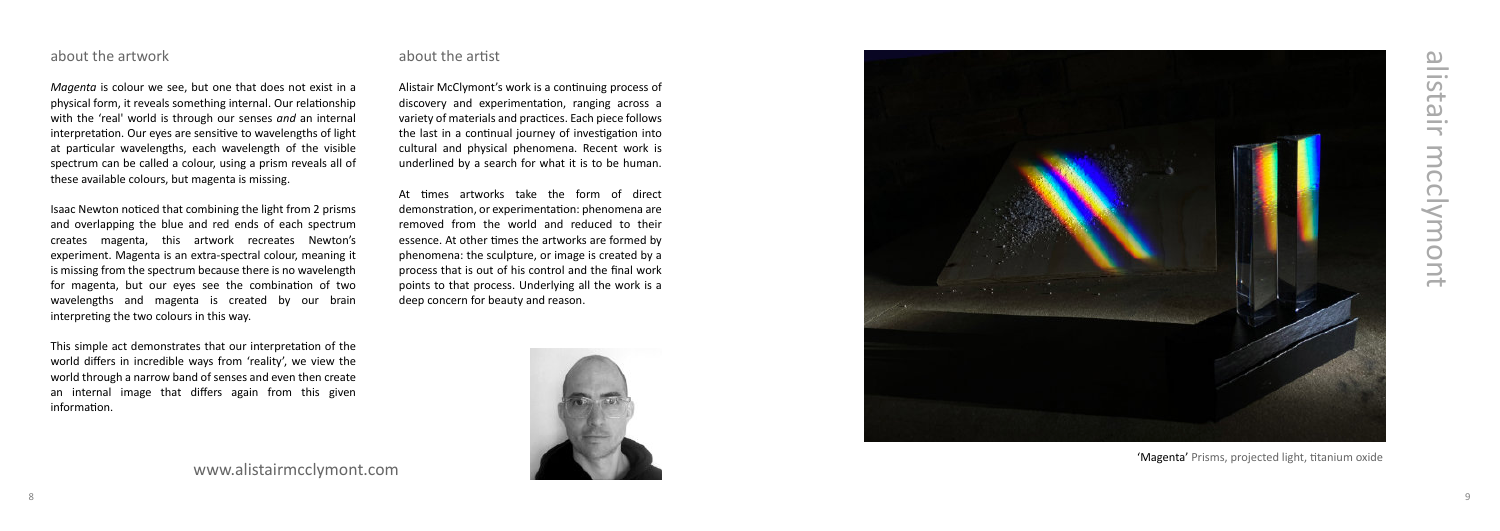# alistair mcclymont

## about the artwork

*Magenta* is colour we see, but one that does not exist in a physical form, it reveals something internal. Our relationship with the 'real' world is through our senses *and* an internal interpretation. Our eyes are sensitive to wavelengths of light at particular wavelengths, each wavelength of the visible spectrum can be called a colour, using a prism reveals all of these available colours, but magenta is missing.

Isaac Newton noticed that combining the light from 2 prisms and overlapping the blue and red ends of each spectrum creates magenta, this artwork recreates Newton's experiment. Magenta is an extra-spectral colour, meaning it is missing from the spectrum because there is no wavelength for magenta, but our eyes see the combination of two wavelengths and magenta is created by our brain interpreting the two colours in this way.

This simple act demonstrates that our interpretation of the world differs in incredible ways from 'reality', we view the world through a narrow band of senses and even then create an internal image that differs again from this given information.

www.alistairmcclymont.com

## about the artist

Alistair McClymont's work is a continuing process of discovery and experimentation, ranging across a variety of materials and practices. Each piece follows the last in a continual journey of investigation into cultural and physical phenomena. Recent work is underlined by a search for what it is to be human.

At times artworks take the form of direct demonstration, or experimentation: phenomena are removed from the world and reduced to their essence. At other times the artworks are formed by phenomena: the sculpture, or image is created by a process that is out of his control and the final work points to that process. Underlying all the work is a deep concern for beauty and reason.

'Magenta' Prisms, projected light, titanium oxide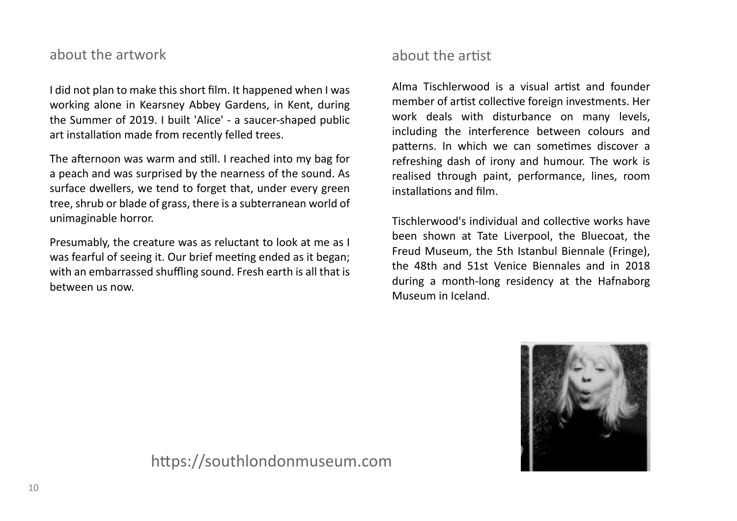## about the artwork

I did not plan to make this short film. It happened when I was working alone in Kearsney Abbey Gardens, in Kent, during the Summer of 2019. I built 'Alice' - a saucer-shaped public art installation made from recently felled trees.

The afternoon was warm and still. I reached into my bag for a peach and was surprised by the nearness of the sound. As surface dwellers, we tend to forget that, under every green tree, shrub or blade of grass, there is a subterranean world of unimaginable horror.

Presumably, the creature was as reluctant to look at me as I was fearful of seeing it. Our brief meeting ended as it began; with an embarrassed shuffling sound. Fresh earth is all that is between us now.

## about the artist

Alma Tischlerwood is a visual artist and founder member of artist collective foreign investments. Her work deals with disturbance on many levels, including the interference between colours and patterns. In which we can sometimes discover a refreshing dash of irony and humour. The work is realised through paint, performance, lines, room installations and film.

Tischlerwood's individual and collective works have been shown at Tate Liverpool, the Bluecoat, the Freud Museum, the 5th Istanbul Biennale (Fringe), the 48th and 51st Venice Biennales and in 2018 during a month-long residency at the Hafnaborg Museum in Iceland.

https://southlondonmuseum.com